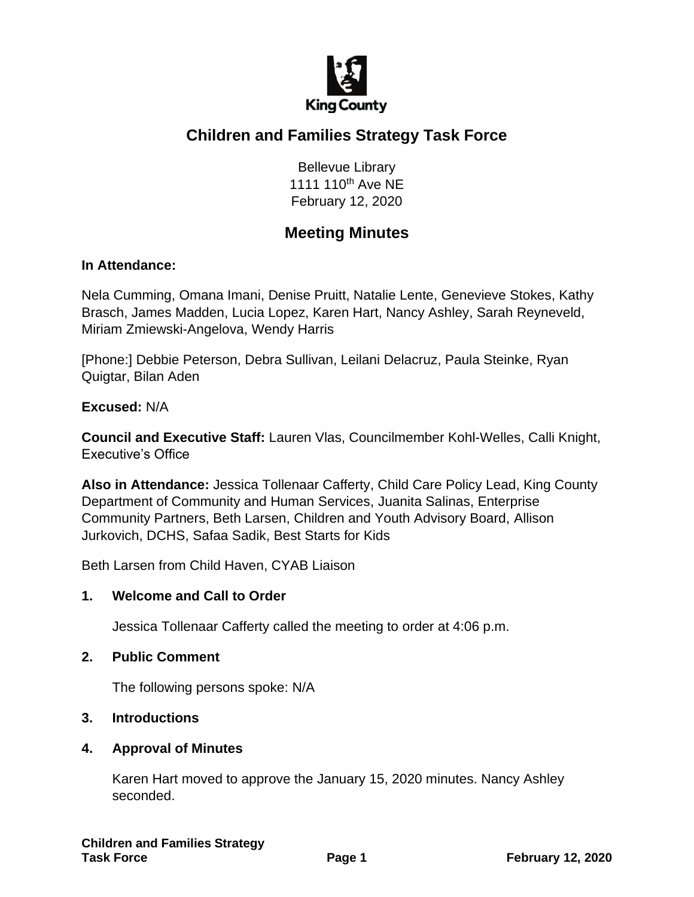# Children and Families Strategy Task Force

Bellevue Library
1111 110th Ave NE
February 12, 2020

## Meeting Minutes

**In Attendance:**

Nela Cumming, Omana Imani, Denise Pruitt, Natalie Lente, Genevieve Stokes, Kathy Brasch, James Madden, Lucia Lopez, Karen Hart, Nancy Ashley, Sarah Reyneveld, Miriam Zmiewski-Angelova, Wendy Harris

[Phone:] Debbie Peterson, Debra Sullivan, Leilani Delacruz, Paula Steinke, Ryan Quigtar, Bilan Aden

**Excused:** N/A

**Council and Executive Staff:** Lauren Vlas, Councilmember Kohl-Welles, Calli Knight, Executive's Office

**Also in Attendance:** Jessica Tollenaar Cafferty, Child Care Policy Lead, King County Department of Community and Human Services, Juanita Salinas, Enterprise Community Partners, Beth Larsen, Children and Youth Advisory Board, Allison Jurkovich, DCHS, Safaa Sadik, Best Starts for Kids

Beth Larsen from Child Haven, CYAB Liaison

1. **Welcome and Call to Order**

   Jessica Tollenaar Cafferty called the meeting to order at 4:06 p.m.

2. **Public Comment**

   The following persons spoke: N/A

3. **Introductions**

4. **Approval of Minutes**

   Karen Hart moved to approve the January 15, 2020 minutes. Nancy Ashley seconded.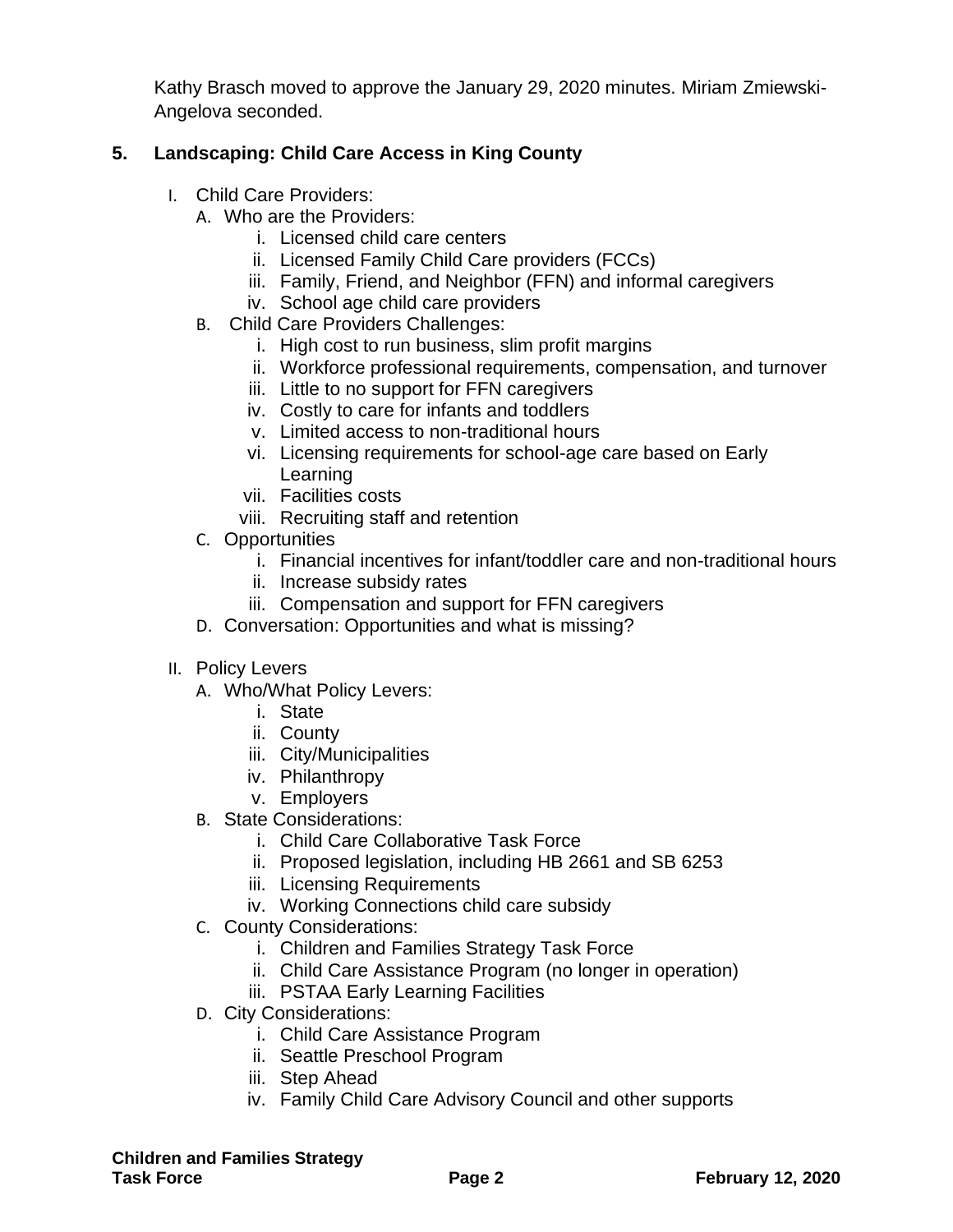Kathy Brasch moved to approve the January 29, 2020 minutes. Miriam Zmiewski-Angelova seconded.

**5. Landscaping: Child Care Access in King County**

I. Child Care Providers:
   A. Who are the Providers:
      i. Licensed child care centers
      ii. Licensed Family Child Care providers (FCCs)
      iii. Family, Friend, and Neighbor (FFN) and informal caregivers
      iv. School age child care providers
   B. Child Care Providers Challenges:
      i. High cost to run business, slim profit margins
      ii. Workforce professional requirements, compensation, and turnover
      iii. Little to no support for FFN caregivers
      iv. Costly to care for infants and toddlers
      v. Limited access to non-traditional hours
      vi. Licensing requirements for school-age care based on Early Learning
      vii. Facilities costs
      viii. Recruiting staff and retention
   C. Opportunities
      i. Financial incentives for infant/toddler care and non-traditional hours
      ii. Increase subsidy rates
      iii. Compensation and support for FFN caregivers
   D. Conversation: Opportunities and what is missing?

II. Policy Levers
   A. Who/What Policy Levers:
      i. State
      ii. County
      iii. City/Municipalities
      iv. Philanthropy
      v. Employers
   B. State Considerations:
      i. Child Care Collaborative Task Force
      ii. Proposed legislation, including HB 2661 and SB 6253
      iii. Licensing Requirements
      iv. Working Connections child care subsidy
   C. County Considerations:
      i. Children and Families Strategy Task Force
      ii. Child Care Assistance Program (no longer in operation)
      iii. PSTAA Early Learning Facilities
   D. City Considerations:
      i. Child Care Assistance Program
      ii. Seattle Preschool Program
      iii. Step Ahead
      iv. Family Child Care Advisory Council and other supports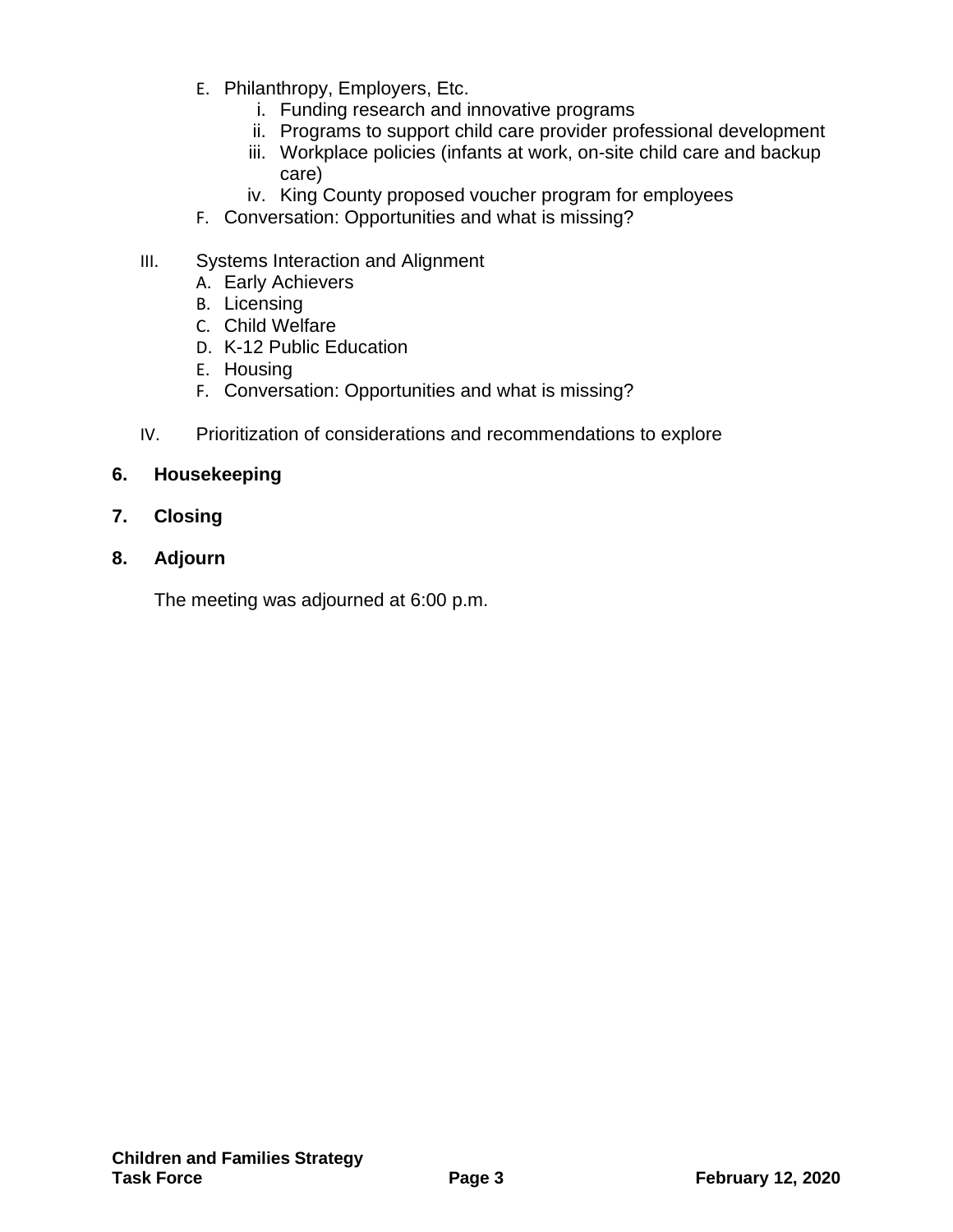E. Philanthropy, Employers, Etc.
   i. Funding research and innovative programs
   ii. Programs to support child care provider professional development
   iii. Workplace policies (infants at work, on-site child care and backup care)
   iv. King County proposed voucher program for employees
F. Conversation: Opportunities and what is missing?

III. Systems Interaction and Alignment
   A. Early Achievers
   B. Licensing
   C. Child Welfare
   D. K-12 Public Education
   E. Housing
   F. Conversation: Opportunities and what is missing?

IV. Prioritization of considerations and recommendations to explore

**6. Housekeeping**

**7. Closing**

**8. Adjourn**

The meeting was adjourned at 6:00 p.m.